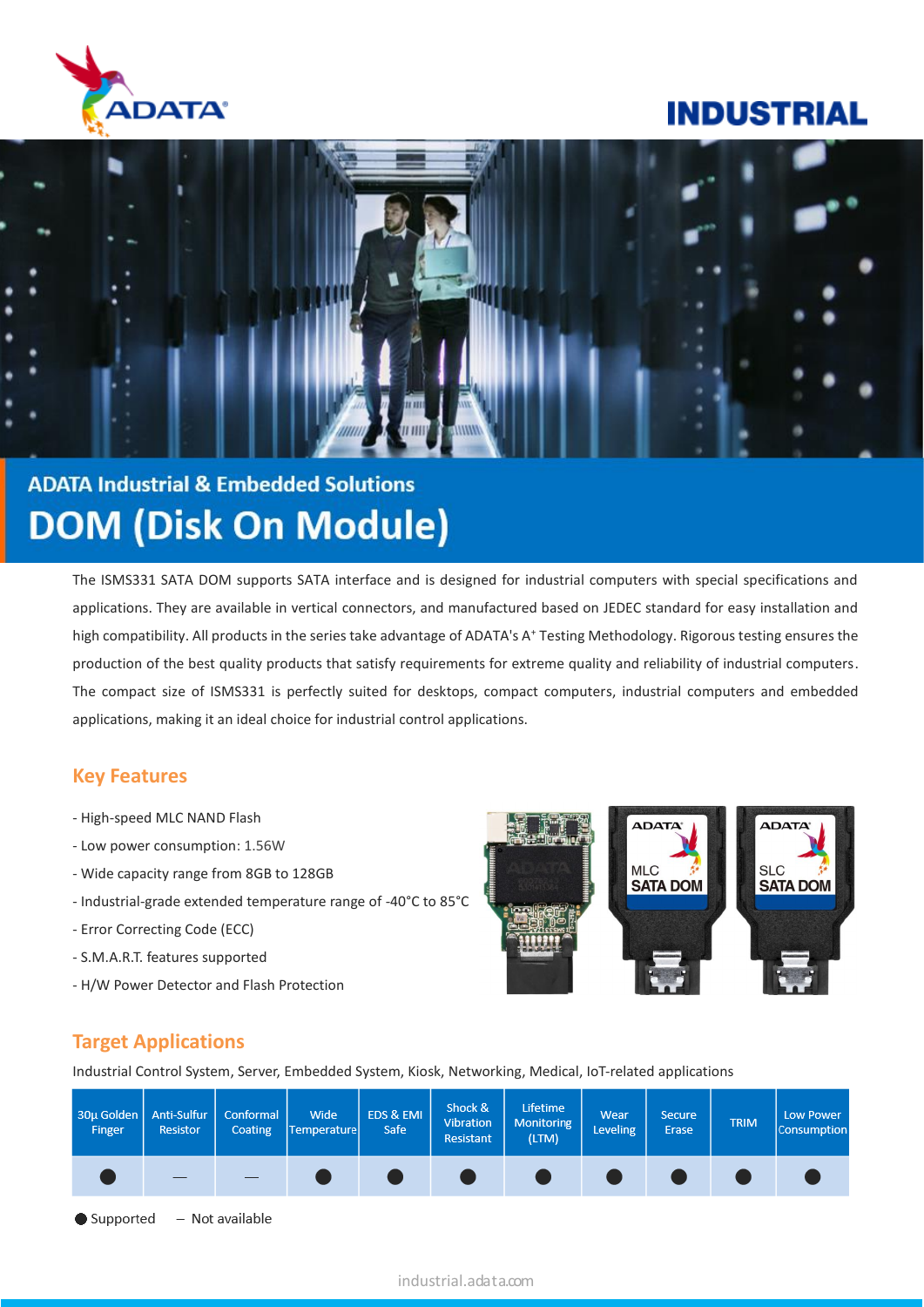ADATA

# INDUSTRIAL

## ADATA Industrial & Embedded Solutions

# DOM (Disk On Module)

The ISMS331 SATA DOM supports SATA interface and is designed for industrial computers with special specifications and applications. They are available in vertical connectors, and manufactured based on JEDEC standard for easy installation and high compatibility. All products in the series take advantage of ADATA's A+ Testing Methodology. Rigorous testing ensures the production of the best quality products that satisfy requirements for extreme quality and reliability of industrial computers. The compact size of ISMS331 is perfectly suited for desktops, compact computers, industrial computers and embedded applications, making it an ideal choice for industrial control applications.

## Key Features

- High-speed MLC NAND Flash
- Low power consumption: 1.56W
- Wide capacity range from 8GB to 128GB
- Industrial-grade extended temperature range of -40°C to 85°C
- Error Correcting Code (ECC)
- S.M.A.R.T. features supported
- H/W Power Detector and Flash Protection

## Target Applications

Industrial Control System, Server, Embedded System, Kiosk, Networking, Medical, IoT-related applications

| 30µ Golden Finger | Anti-Sulfur Resistor | Conformal Coating | Wide Temperature | EDS & EMI Safe | Shock & Vibration Resistant | Lifetime Monitoring (LTM) | Wear Leveling | Secure Erase | TRIM | Low Power Consumption |
|---|---|---|---|---|---|---|---|---|---|---|
| ● | — | — | ● | ● | ● | ● | ● | ● | ● | ● |

● Supported — Not available

industrial.adata.com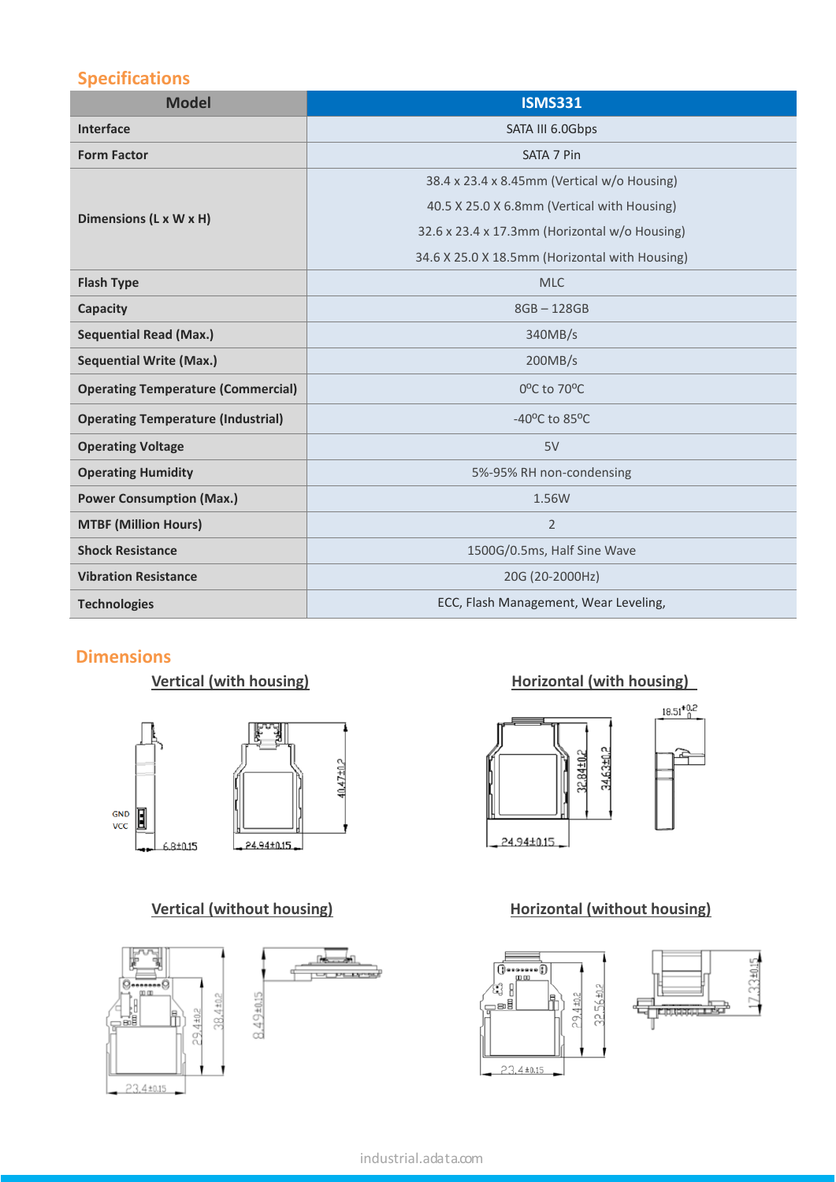## Specifications

| Model | ISMS331 |
|---|---|
| Interface | SATA III 6.0Gbps |
| Form Factor | SATA 7 Pin |
| Dimensions (L x W x H) | 38.4 x 23.4 x 8.45mm (Vertical w/o Housing)<br>40.5 X 25.0 X 6.8mm (Vertical with Housing)<br>32.6 x 23.4 x 17.3mm (Horizontal w/o Housing)<br>34.6 X 25.0 X 18.5mm (Horizontal with Housing) |
| Flash Type | MLC |
| Capacity | 8GB – 128GB |
| Sequential Read (Max.) | 340MB/s |
| Sequential Write (Max.) | 200MB/s |
| Operating Temperature (Commercial) | 0°C to 70°C |
| Operating Temperature (Industrial) | -40°C to 85°C |
| Operating Voltage | 5V |
| Operating Humidity | 5%-95% RH non-condensing |
| Power Consumption (Max.) | 1.56W |
| MTBF (Million Hours) | 2 |
| Shock Resistance | 1500G/0.5ms, Half Sine Wave |
| Vibration Resistance | 20G (20-2000Hz) |
| Technologies | ECC, Flash Management, Wear Leveling, |

## Dimensions

**Vertical (with housing)**

GND
VCC
6.8±0.15
24.94±0.15
40.47±0.2

**Horizontal (with housing)**

18.51 $^{+0.2}_{0}$
32.84±0.2
34.63±0.2
24.94±0.15

**Vertical (without housing)**

29.4±0.2
38.4±0.2
23.4±0.15
8.49±0.15

**Horizontal (without housing)**

29.4±0.2
32.56±0.2
23.4±0.15
17.33±0.15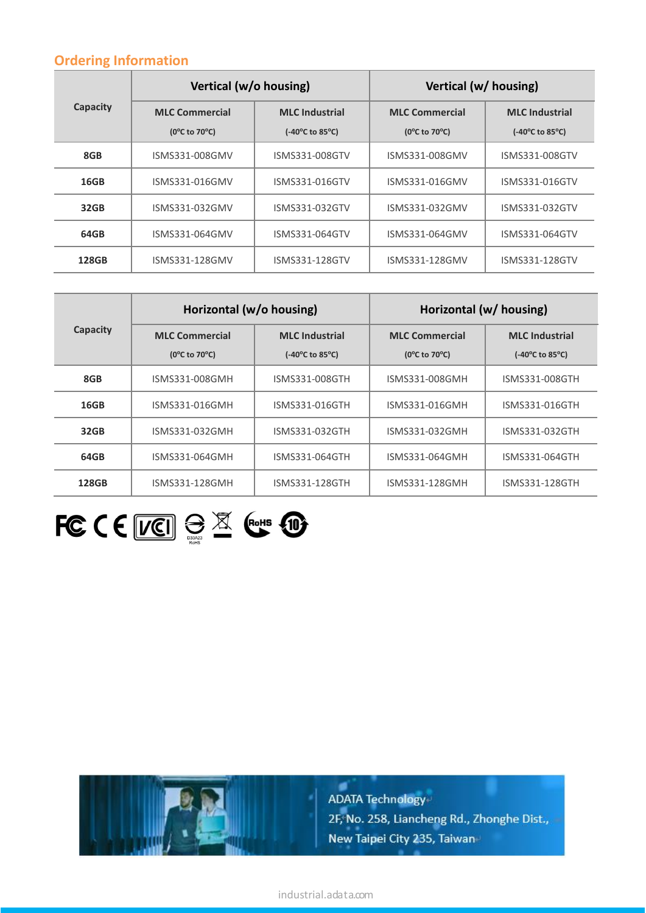## Ordering Information

| Capacity | Vertical (w/o housing) | | Vertical (w/ housing) | |
|---|---|---|---|---|
| | MLC Commercial (0ºC to 70ºC) | MLC Industrial (-40ºC to 85ºC) | MLC Commercial (0ºC to 70ºC) | MLC Industrial (-40ºC to 85ºC) |
| **8GB** | ISMS331-008GMV | ISMS331-008GTV | ISMS331-008GMV | ISMS331-008GTV |
| **16GB** | ISMS331-016GMV | ISMS331-016GTV | ISMS331-016GMV | ISMS331-016GTV |
| **32GB** | ISMS331-032GMV | ISMS331-032GTV | ISMS331-032GMV | ISMS331-032GTV |
| **64GB** | ISMS331-064GMV | ISMS331-064GTV | ISMS331-064GMV | ISMS331-064GTV |
| **128GB** | ISMS331-128GMV | ISMS331-128GTV | ISMS331-128GMV | ISMS331-128GTV |

| Capacity | Horizontal (w/o housing) | | Horizontal (w/ housing) | |
|---|---|---|---|---|
| | MLC Commercial (0ºC to 70ºC) | MLC Industrial (-40ºC to 85ºC) | MLC Commercial (0ºC to 70ºC) | MLC Industrial (-40ºC to 85ºC) |
| **8GB** | ISMS331-008GMH | ISMS331-008GTH | ISMS331-008GMH | ISMS331-008GTH |
| **16GB** | ISMS331-016GMH | ISMS331-016GTH | ISMS331-016GMH | ISMS331-016GTH |
| **32GB** | ISMS331-032GMH | ISMS331-032GTH | ISMS331-032GMH | ISMS331-032GTH |
| **64GB** | ISMS331-064GMH | ISMS331-064GTH | ISMS331-064GMH | ISMS331-064GTH |
| **128GB** | ISMS331-128GMH | ISMS331-128GTH | ISMS331-128GMH | ISMS331-128GTH |

ADATA Technology
2F, No. 258, Liancheng Rd., Zhonghe Dist.,
New Taipei City 235, Taiwan

industrial.adata.com